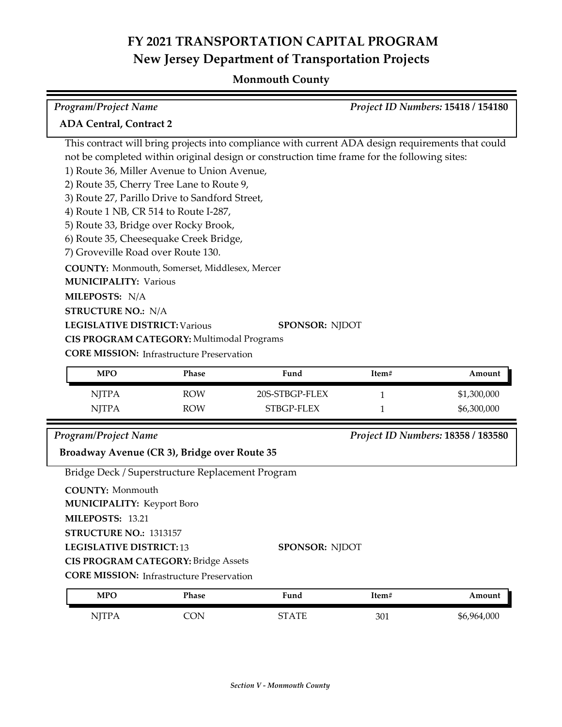# FY 2021 TRANSPORTATION CAPITAL PROGRAM

## New Jersey Department of Transportation Projects

### Monmouth County

*Program/Project Name* — *Project ID Numbers:* **15418 / 154180**

**ADA Central, Contract 2**

This contract will bring projects into compliance with current ADA design requirements that could not be completed within original design or construction time frame for the following sites:

1) Route 36, Miller Avenue to Union Avenue,
2) Route 35, Cherry Tree Lane to Route 9,
3) Route 27, Parillo Drive to Sandford Street,
4) Route 1 NB, CR 514 to Route I-287,
5) Route 33, Bridge over Rocky Brook,
6) Route 35, Cheesequake Creek Bridge,
7) Groveville Road over Route 130.

**COUNTY:** Monmouth, Somerset, Middlesex, Mercer
**MUNICIPALITY:** Various
**MILEPOSTS:** N/A
**STRUCTURE NO.:** N/A
**LEGISLATIVE DISTRICT:** Various
**SPONSOR:** NJDOT
**CIS PROGRAM CATEGORY:** Multimodal Programs
**CORE MISSION:** Infrastructure Preservation

| MPO | Phase | Fund | Item# | Amount |
|---|---|---|---|---|
| NJTPA | ROW | 20S-STBGP-FLEX | 1 | $1,300,000 |
| NJTPA | ROW | STBGP-FLEX | 1 | $6,300,000 |

*Program/Project Name* — *Project ID Numbers:* **18358 / 183580**

**Broadway Avenue (CR 3), Bridge over Route 35**

Bridge Deck / Superstructure Replacement Program

**COUNTY:** Monmouth
**MUNICIPALITY:** Keyport Boro
**MILEPOSTS:** 13.21
**STRUCTURE NO.:** 1313157
**LEGISLATIVE DISTRICT:** 13
**SPONSOR:** NJDOT
**CIS PROGRAM CATEGORY:** Bridge Assets
**CORE MISSION:** Infrastructure Preservation

| MPO | Phase | Fund | Item# | Amount |
|---|---|---|---|---|
| NJTPA | CON | STATE | 301 | $6,964,000 |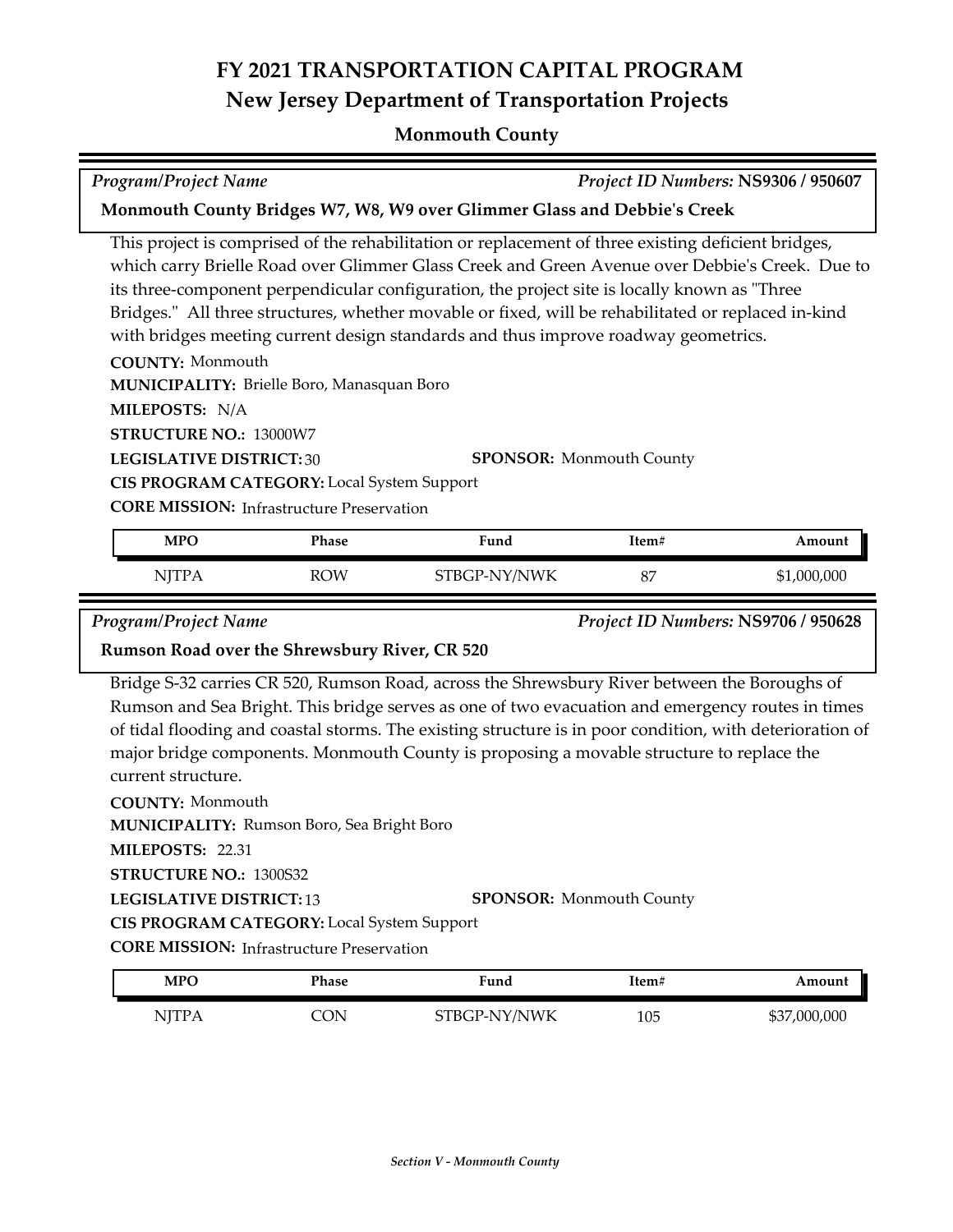# FY 2021 TRANSPORTATION CAPITAL PROGRAM
## New Jersey Department of Transportation Projects

### Monmouth County

*Program/Project Name* — *Project ID Numbers:* **NS9306 / 950607**

**Monmouth County Bridges W7, W8, W9 over Glimmer Glass and Debbie's Creek**

This project is comprised of the rehabilitation or replacement of three existing deficient bridges, which carry Brielle Road over Glimmer Glass Creek and Green Avenue over Debbie's Creek. Due to its three-component perpendicular configuration, the project site is locally known as "Three Bridges." All three structures, whether movable or fixed, will be rehabilitated or replaced in-kind with bridges meeting current design standards and thus improve roadway geometrics.

**COUNTY:** Monmouth
**MUNICIPALITY:** Brielle Boro, Manasquan Boro
**MILEPOSTS:** N/A
**STRUCTURE NO.:** 13000W7
**LEGISLATIVE DISTRICT:** 30
**SPONSOR:** Monmouth County
**CIS PROGRAM CATEGORY:** Local System Support
**CORE MISSION:** Infrastructure Preservation

| MPO | Phase | Fund | Item# | Amount |
|---|---|---|---|---|
| NJTPA | ROW | STBGP-NY/NWK | 87 | $1,000,000 |

*Program/Project Name* — *Project ID Numbers:* **NS9706 / 950628**

**Rumson Road over the Shrewsbury River, CR 520**

Bridge S-32 carries CR 520, Rumson Road, across the Shrewsbury River between the Boroughs of Rumson and Sea Bright. This bridge serves as one of two evacuation and emergency routes in times of tidal flooding and coastal storms. The existing structure is in poor condition, with deterioration of major bridge components. Monmouth County is proposing a movable structure to replace the current structure.

**COUNTY:** Monmouth
**MUNICIPALITY:** Rumson Boro, Sea Bright Boro
**MILEPOSTS:** 22.31
**STRUCTURE NO.:** 1300S32
**LEGISLATIVE DISTRICT:** 13
**SPONSOR:** Monmouth County
**CIS PROGRAM CATEGORY:** Local System Support
**CORE MISSION:** Infrastructure Preservation

| MPO | Phase | Fund | Item# | Amount |
|---|---|---|---|---|
| NJTPA | CON | STBGP-NY/NWK | 105 | $37,000,000 |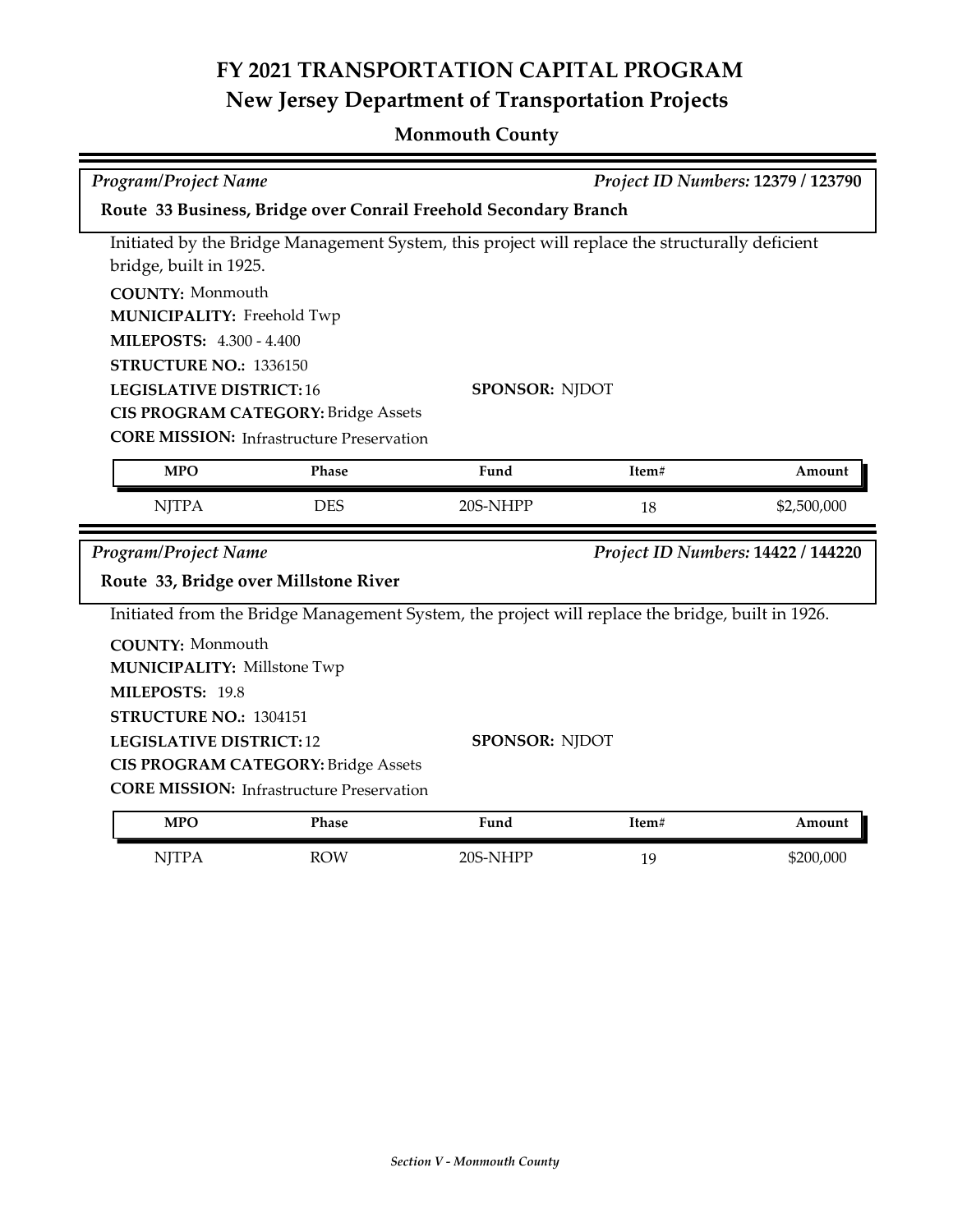# FY 2021 TRANSPORTATION CAPITAL PROGRAM

## New Jersey Department of Transportation Projects

### Monmouth County

*Program/Project Name* | *Project ID Numbers:* **12379 / 123790**

**Route 33 Business, Bridge over Conrail Freehold Secondary Branch**

Initiated by the Bridge Management System, this project will replace the structurally deficient bridge, built in 1925.

**COUNTY:** Monmouth
**MUNICIPALITY:** Freehold Twp
**MILEPOSTS:** 4.300 - 4.400
**STRUCTURE NO.:** 1336150
**LEGISLATIVE DISTRICT:** 16
**SPONSOR:** NJDOT
**CIS PROGRAM CATEGORY:** Bridge Assets
**CORE MISSION:** Infrastructure Preservation

| MPO | Phase | Fund | Item# | Amount |
|---|---|---|---|---|
| NJTPA | DES | 20S-NHPP | 18 | $2,500,000 |

*Program/Project Name* | *Project ID Numbers:* **14422 / 144220**

**Route 33, Bridge over Millstone River**

Initiated from the Bridge Management System, the project will replace the bridge, built in 1926.

**COUNTY:** Monmouth
**MUNICIPALITY:** Millstone Twp
**MILEPOSTS:** 19.8
**STRUCTURE NO.:** 1304151
**LEGISLATIVE DISTRICT:** 12
**SPONSOR:** NJDOT
**CIS PROGRAM CATEGORY:** Bridge Assets
**CORE MISSION:** Infrastructure Preservation

| MPO | Phase | Fund | Item# | Amount |
|---|---|---|---|---|
| NJTPA | ROW | 20S-NHPP | 19 | $200,000 |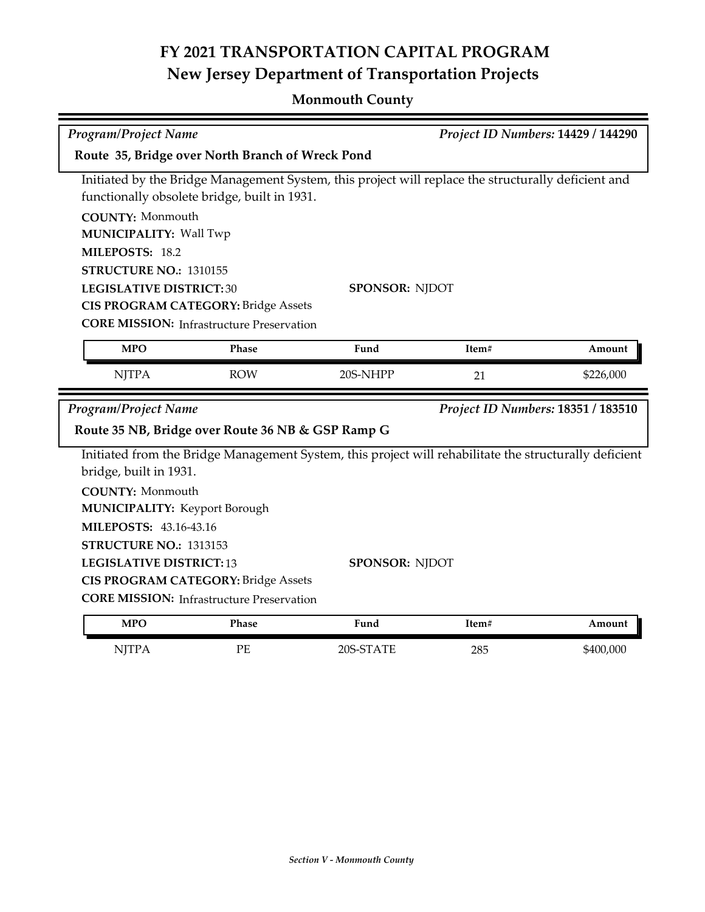# FY 2021 TRANSPORTATION CAPITAL PROGRAM
## New Jersey Department of Transportation Projects

### Monmouth County

*Program/Project Name* | *Project ID Numbers:* **14429 / 144290**

**Route 35, Bridge over North Branch of Wreck Pond**

Initiated by the Bridge Management System, this project will replace the structurally deficient and functionally obsolete bridge, built in 1931.

**COUNTY:** Monmouth
**MUNICIPALITY:** Wall Twp
**MILEPOSTS:** 18.2
**STRUCTURE NO.:** 1310155
**LEGISLATIVE DISTRICT:** 30
**SPONSOR:** NJDOT
**CIS PROGRAM CATEGORY:** Bridge Assets
**CORE MISSION:** Infrastructure Preservation

| MPO | Phase | Fund | Item# | Amount |
|---|---|---|---|---|
| NJTPA | ROW | 20S-NHPP | 21 | $226,000 |

*Program/Project Name* | *Project ID Numbers:* **18351 / 183510**

**Route 35 NB, Bridge over Route 36 NB & GSP Ramp G**

Initiated from the Bridge Management System, this project will rehabilitate the structurally deficient bridge, built in 1931.

**COUNTY:** Monmouth
**MUNICIPALITY:** Keyport Borough
**MILEPOSTS:** 43.16-43.16
**STRUCTURE NO.:** 1313153
**LEGISLATIVE DISTRICT:** 13
**SPONSOR:** NJDOT
**CIS PROGRAM CATEGORY:** Bridge Assets
**CORE MISSION:** Infrastructure Preservation

| MPO | Phase | Fund | Item# | Amount |
|---|---|---|---|---|
| NJTPA | PE | 20S-STATE | 285 | $400,000 |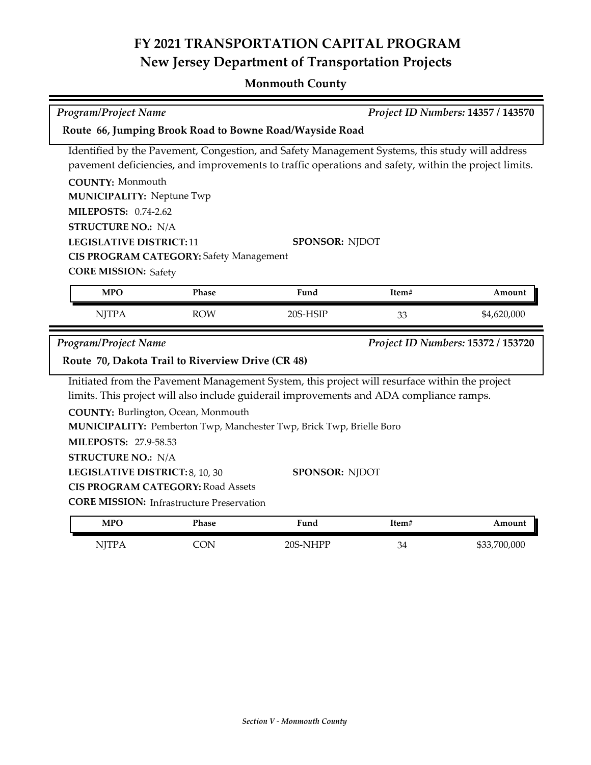# FY 2021 TRANSPORTATION CAPITAL PROGRAM

## New Jersey Department of Transportation Projects

### Monmouth County

*Program/Project Name* — *Project ID Numbers:* **14357 / 143570**

**Route 66, Jumping Brook Road to Bowne Road/Wayside Road**

Identified by the Pavement, Congestion, and Safety Management Systems, this study will address pavement deficiencies, and improvements to traffic operations and safety, within the project limits.

**COUNTY:** Monmouth
**MUNICIPALITY:** Neptune Twp
**MILEPOSTS:** 0.74-2.62
**STRUCTURE NO.:** N/A
**LEGISLATIVE DISTRICT:** 11
**SPONSOR:** NJDOT
**CIS PROGRAM CATEGORY:** Safety Management
**CORE MISSION:** Safety

| MPO | Phase | Fund | Item# | Amount |
|---|---|---|---|---|
| NJTPA | ROW | 20S-HSIP | 33 | $4,620,000 |

*Program/Project Name* — *Project ID Numbers:* **15372 / 153720**

**Route 70, Dakota Trail to Riverview Drive (CR 48)**

Initiated from the Pavement Management System, this project will resurface within the project limits. This project will also include guiderail improvements and ADA compliance ramps.

**COUNTY:** Burlington, Ocean, Monmouth
**MUNICIPALITY:** Pemberton Twp, Manchester Twp, Brick Twp, Brielle Boro
**MILEPOSTS:** 27.9-58.53
**STRUCTURE NO.:** N/A
**LEGISLATIVE DISTRICT:** 8, 10, 30
**SPONSOR:** NJDOT
**CIS PROGRAM CATEGORY:** Road Assets
**CORE MISSION:** Infrastructure Preservation

| MPO | Phase | Fund | Item# | Amount |
|---|---|---|---|---|
| NJTPA | CON | 20S-NHPP | 34 | $33,700,000 |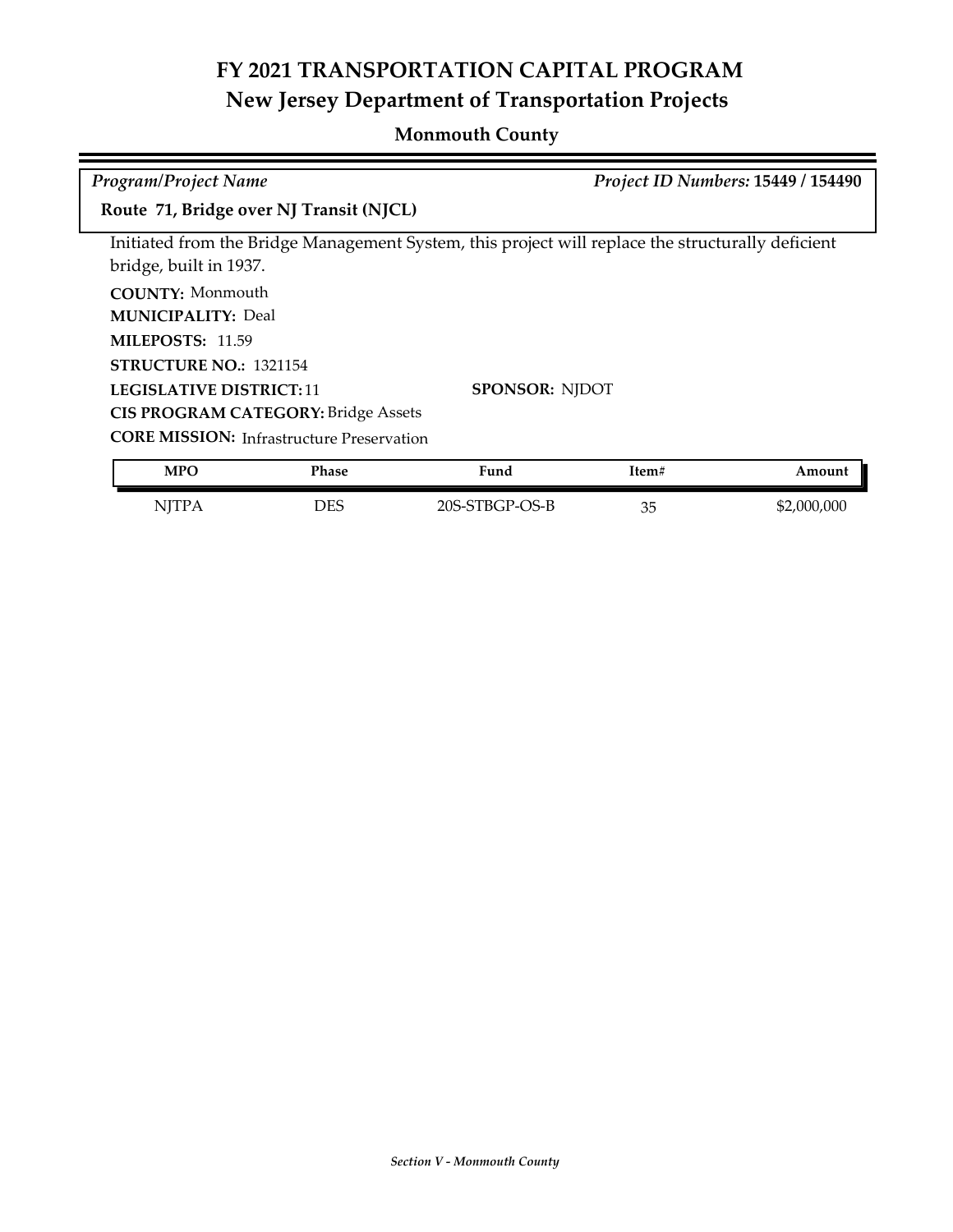# FY 2021 TRANSPORTATION CAPITAL PROGRAM
## New Jersey Department of Transportation Projects

### Monmouth County

*Program/Project Name* | *Project ID Numbers:* **15449 / 154490**

**Route 71, Bridge over NJ Transit (NJCL)**

Initiated from the Bridge Management System, this project will replace the structurally deficient bridge, built in 1937.

**COUNTY:** Monmouth
**MUNICIPALITY:** Deal
**MILEPOSTS:** 11.59
**STRUCTURE NO.:** 1321154
**LEGISLATIVE DISTRICT:** 11
**SPONSOR:** NJDOT
**CIS PROGRAM CATEGORY:** Bridge Assets
**CORE MISSION:** Infrastructure Preservation

| MPO | Phase | Fund | Item# | Amount |
|---|---|---|---|---|
| NJTPA | DES | 20S-STBGP-OS-B | 35 | $2,000,000 |